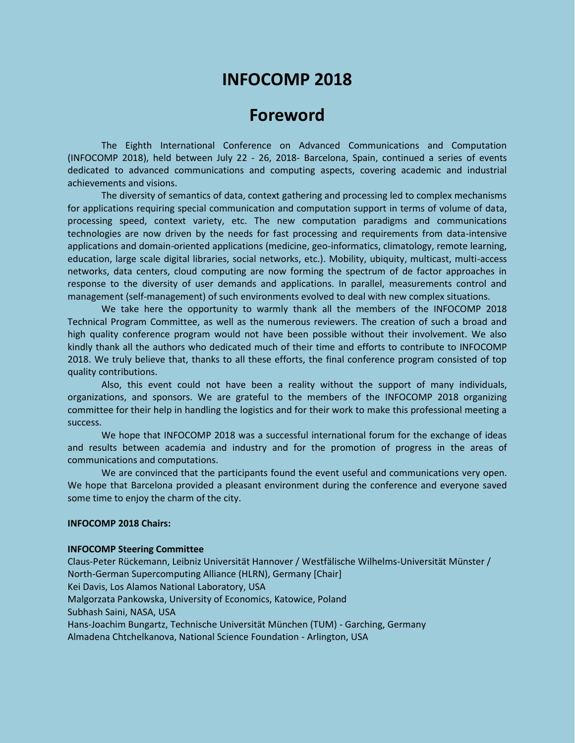# INFOCOMP 2018

## Foreword

The Eighth International Conference on Advanced Communications and Computation (INFOCOMP 2018), held between July 22 - 26, 2018- Barcelona, Spain, continued a series of events dedicated to advanced communications and computing aspects, covering academic and industrial achievements and visions.

The diversity of semantics of data, context gathering and processing led to complex mechanisms for applications requiring special communication and computation support in terms of volume of data, processing speed, context variety, etc. The new computation paradigms and communications technologies are now driven by the needs for fast processing and requirements from data-intensive applications and domain-oriented applications (medicine, geo-informatics, climatology, remote learning, education, large scale digital libraries, social networks, etc.). Mobility, ubiquity, multicast, multi-access networks, data centers, cloud computing are now forming the spectrum of de factor approaches in response to the diversity of user demands and applications. In parallel, measurements control and management (self-management) of such environments evolved to deal with new complex situations.

We take here the opportunity to warmly thank all the members of the INFOCOMP 2018 Technical Program Committee, as well as the numerous reviewers. The creation of such a broad and high quality conference program would not have been possible without their involvement. We also kindly thank all the authors who dedicated much of their time and efforts to contribute to INFOCOMP 2018. We truly believe that, thanks to all these efforts, the final conference program consisted of top quality contributions.

Also, this event could not have been a reality without the support of many individuals, organizations, and sponsors. We are grateful to the members of the INFOCOMP 2018 organizing committee for their help in handling the logistics and for their work to make this professional meeting a success.

We hope that INFOCOMP 2018 was a successful international forum for the exchange of ideas and results between academia and industry and for the promotion of progress in the areas of communications and computations.

We are convinced that the participants found the event useful and communications very open. We hope that Barcelona provided a pleasant environment during the conference and everyone saved some time to enjoy the charm of the city.

**INFOCOMP 2018 Chairs:**

**INFOCOMP Steering Committee**

Claus-Peter Rückemann, Leibniz Universität Hannover / Westfälische Wilhelms-Universität Münster / North-German Supercomputing Alliance (HLRN), Germany [Chair]
Kei Davis, Los Alamos National Laboratory, USA
Malgorzata Pankowska, University of Economics, Katowice, Poland
Subhash Saini, NASA, USA
Hans-Joachim Bungartz, Technische Universität München (TUM) - Garching, Germany
Almadena Chtchelkanova, National Science Foundation - Arlington, USA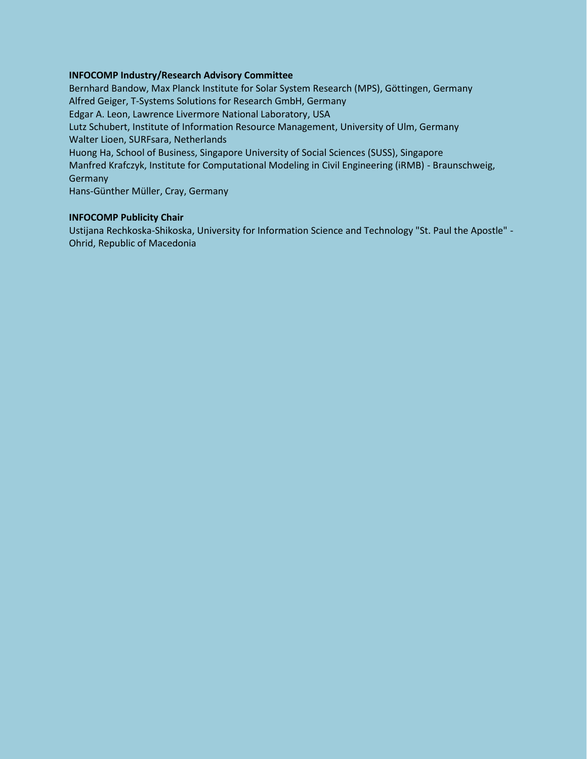**INFOCOMP Industry/Research Advisory Committee**

Bernhard Bandow, Max Planck Institute for Solar System Research (MPS), Göttingen, Germany
Alfred Geiger, T-Systems Solutions for Research GmbH, Germany
Edgar A. Leon, Lawrence Livermore National Laboratory, USA
Lutz Schubert, Institute of Information Resource Management, University of Ulm, Germany
Walter Lioen, SURFsara, Netherlands
Huong Ha, School of Business, Singapore University of Social Sciences (SUSS), Singapore
Manfred Krafczyk, Institute for Computational Modeling in Civil Engineering (iRMB) - Braunschweig, Germany
Hans-Günther Müller, Cray, Germany

**INFOCOMP Publicity Chair**

Ustijana Rechkoska-Shikoska, University for Information Science and Technology "St. Paul the Apostle" - Ohrid, Republic of Macedonia